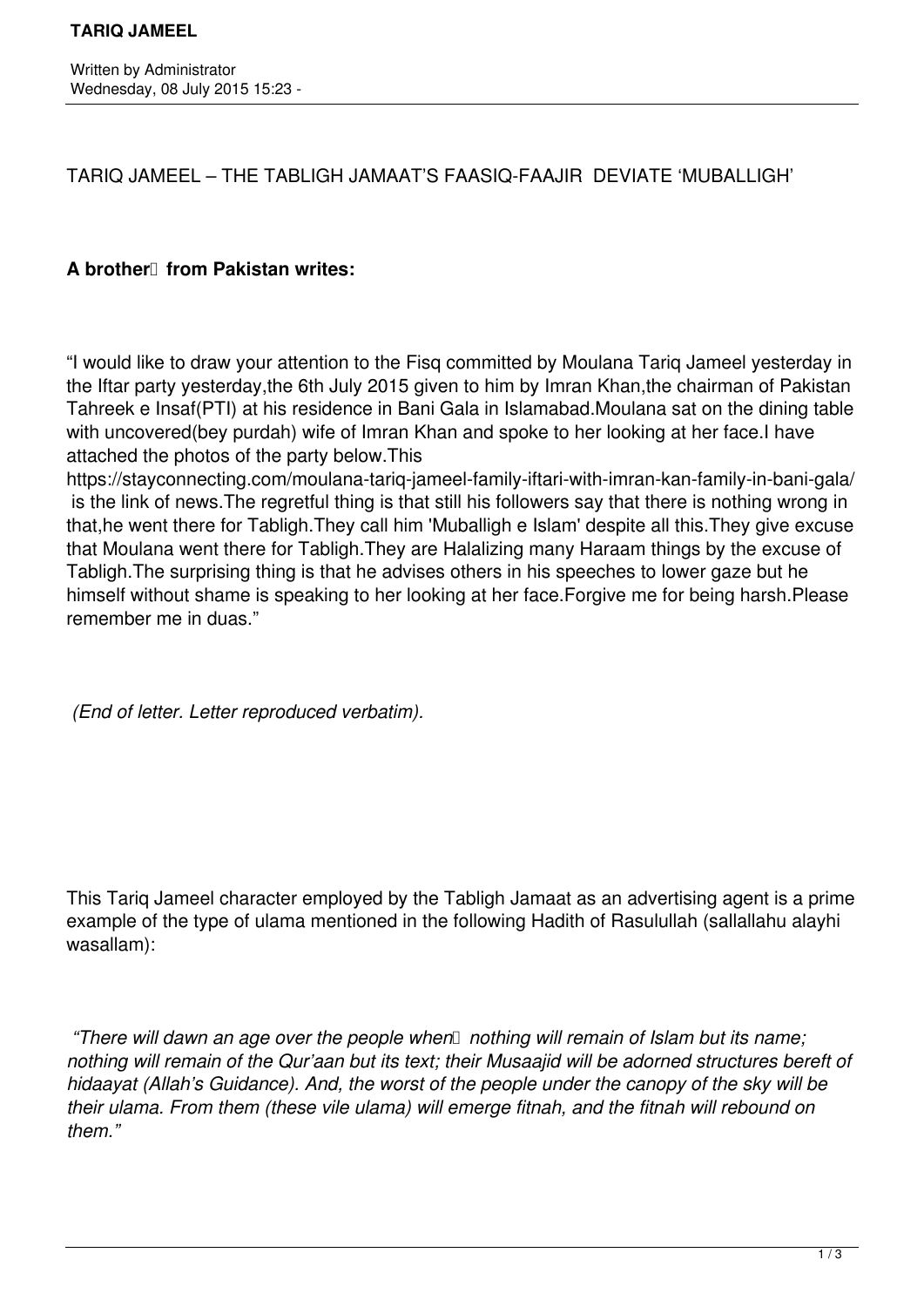# TARIQ JAMEEL

Written by Administrator
Wednesday, 08 July 2015 15:23 -

TARIQ JAMEEL – THE TABLIGH JAMAAT'S FAASIQ-FAAJIR DEVIATE 'MUBALLIGH'

**A brother from Pakistan writes:**

"I would like to draw your attention to the Fisq committed by Moulana Tariq Jameel yesterday in the Iftar party yesterday,the 6th July 2015 given to him by Imran Khan,the chairman of Pakistan Tahreek e Insaf(PTI) at his residence in Bani Gala in Islamabad.Moulana sat on the dining table with uncovered(bey purdah) wife of Imran Khan and spoke to her looking at her face.I have attached the photos of the party below.This https://stayconnecting.com/moulana-tariq-jameel-family-iftari-with-imran-kan-family-in-bani-gala/ is the link of news.The regretful thing is that still his followers say that there is nothing wrong in that,he went there for Tabligh.They call him 'Muballigh e Islam' despite all this.They give excuse that Moulana went there for Tabligh.They are Halalizing many Haraam things by the excuse of Tabligh.The surprising thing is that he advises others in his speeches to lower gaze but he himself without shame is speaking to her looking at her face.Forgive me for being harsh.Please remember me in duas."

*(End of letter. Letter reproduced verbatim).*

This Tariq Jameel character employed by the Tabligh Jamaat as an advertising agent is a prime example of the type of ulama mentioned in the following Hadith of Rasulullah (sallallahu alayhi wasallam):

*"There will dawn an age over the people when nothing will remain of Islam but its name; nothing will remain of the Qur'aan but its text; their Musaajid will be adorned structures bereft of hidaayat (Allah's Guidance). And, the worst of the people under the canopy of the sky will be their ulama. From them (these vile ulama) will emerge fitnah, and the fitnah will rebound on them."*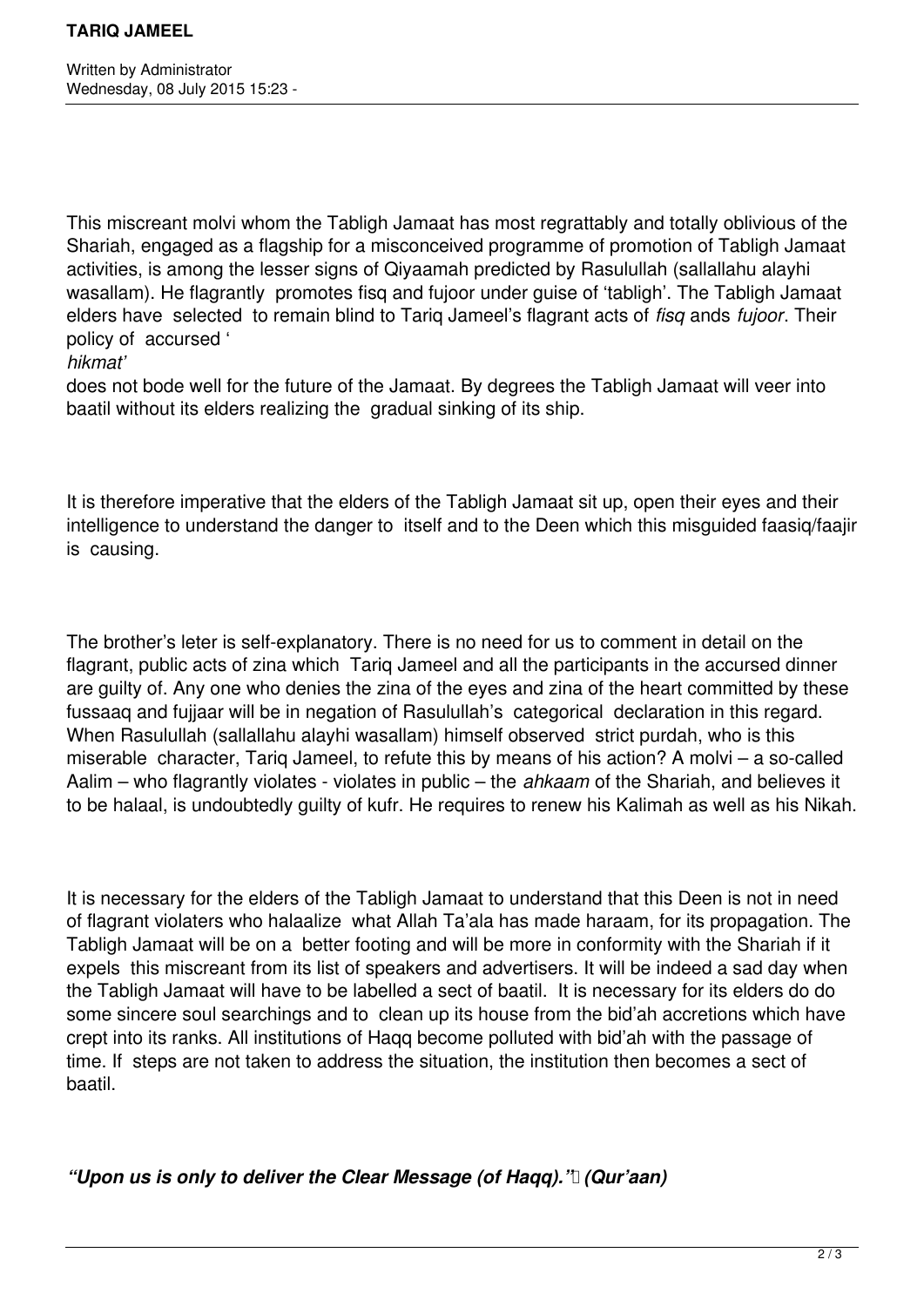This miscreant molvi whom the Tabligh Jamaat has most regrattably and totally oblivious of the Shariah, engaged as a flagship for a misconceived programme of promotion of Tabligh Jamaat activities, is among the lesser signs of Qiyaamah predicted by Rasulullah (sallallahu alayhi wasallam). He flagrantly promotes fisq and fujoor under guise of 'tabligh'. The Tabligh Jamaat elders have selected to remain blind to Tariq Jameel's flagrant acts of *fisq* ands *fujoor*. Their policy of accursed '*hikmat'* does not bode well for the future of the Jamaat. By degrees the Tabligh Jamaat will veer into baatil without its elders realizing the gradual sinking of its ship.

It is therefore imperative that the elders of the Tabligh Jamaat sit up, open their eyes and their intelligence to understand the danger to itself and to the Deen which this misguided faasiq/faajir is causing.

The brother's leter is self-explanatory. There is no need for us to comment in detail on the flagrant, public acts of zina which Tariq Jameel and all the participants in the accursed dinner are guilty of. Any one who denies the zina of the eyes and zina of the heart committed by these fussaaq and fujjaar will be in negation of Rasulullah's categorical declaration in this regard. When Rasulullah (sallallahu alayhi wasallam) himself observed strict purdah, who is this miserable character, Tariq Jameel, to refute this by means of his action? A molvi – a so-called Aalim – who flagrantly violates - violates in public – the *ahkaam* of the Shariah, and believes it to be halaal, is undoubtedly guilty of kufr. He requires to renew his Kalimah as well as his Nikah.

It is necessary for the elders of the Tabligh Jamaat to understand that this Deen is not in need of flagrant violaters who halaalize what Allah Ta'ala has made haraam, for its propagation. The Tabligh Jamaat will be on a better footing and will be more in conformity with the Shariah if it expels this miscreant from its list of speakers and advertisers. It will be indeed a sad day when the Tabligh Jamaat will have to be labelled a sect of baatil. It is necessary for its elders do do some sincere soul searchings and to clean up its house from the bid'ah accretions which have crept into its ranks. All institutions of Haqq become polluted with bid'ah with the passage of time. If steps are not taken to address the situation, the institution then becomes a sect of baatil.

***"Upon us is only to deliver the Clear Message (of Haqq)." (Qur'aan)***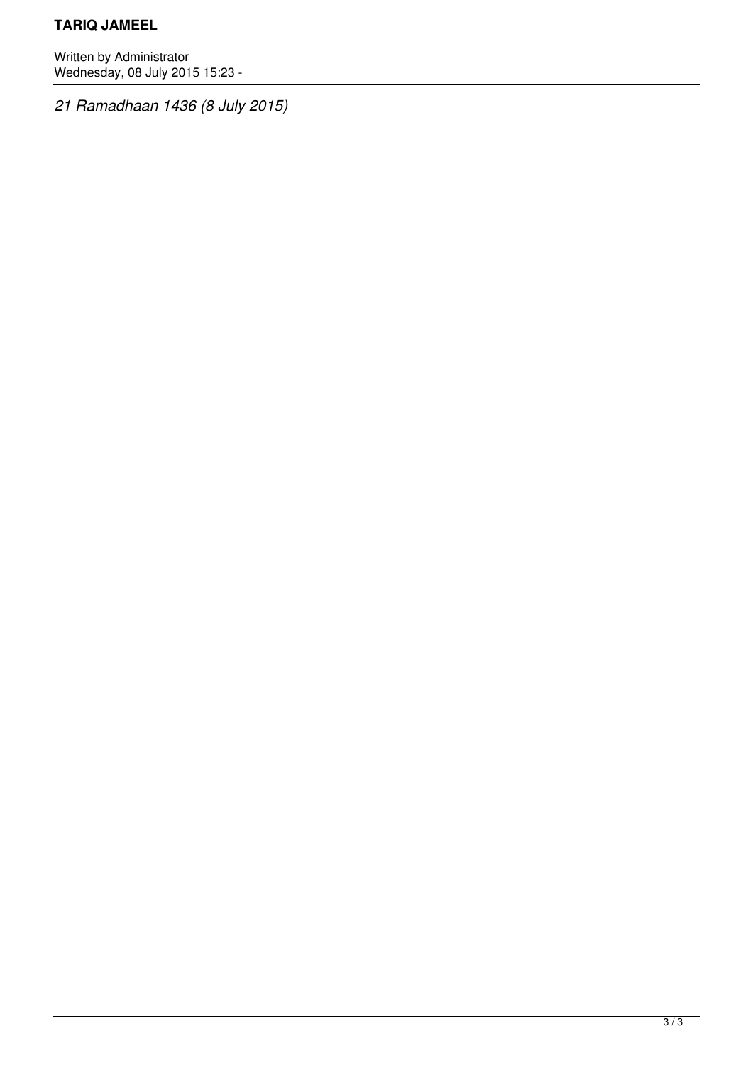*21 Ramadhaan 1436 (8 July 2015)*